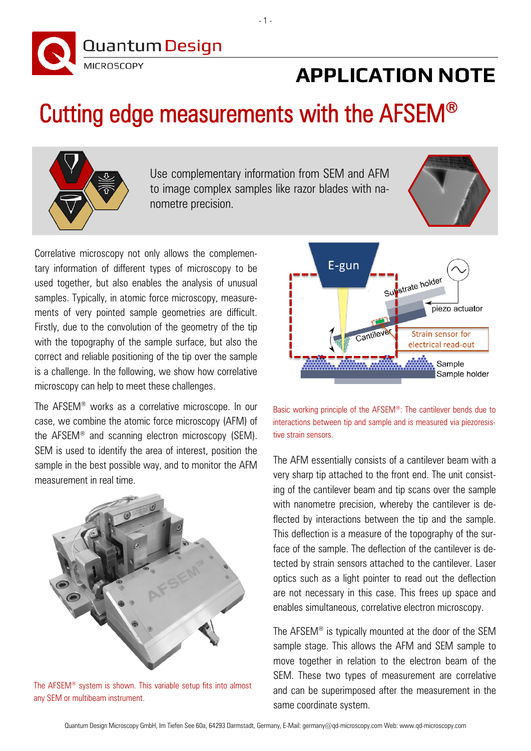# APPLICATION NOTE

# Cutting edge measurements with the AFSEM®

Use complementary information from SEM and AFM to image complex samples like razor blades with nanometre precision.

Correlative microscopy not only allows the complementary information of different types of microscopy to be used together, but also enables the analysis of unusual samples. Typically, in atomic force microscopy, measurements of very pointed sample geometries are difficult. Firstly, due to the convolution of the geometry of the tip with the topography of the sample surface, but also the correct and reliable positioning of the tip over the sample is a challenge. In the following, we show how correlative microscopy can help to meet these challenges.

The AFSEM® works as a correlative microscope. In our case, we combine the atomic force microscopy (AFM) of the AFSEM® and scanning electron microscopy (SEM). SEM is used to identify the area of interest, position the sample in the best possible way, and to monitor the AFM measurement in real time.

The AFSEM® system is shown. This variable setup fits into almost any SEM or multibeam instrument.

Basic working principle of the AFSEM®: The cantilever bends due to interactions between tip and sample and is measured via piezoresistive strain sensors.

The AFM essentially consists of a cantilever beam with a very sharp tip attached to the front end. The unit consisting of the cantilever beam and tip scans over the sample with nanometre precision, whereby the cantilever is deflected by interactions between the tip and the sample. This deflection is a measure of the topography of the surface of the sample. The deflection of the cantilever is detected by strain sensors attached to the cantilever. Laser optics such as a light pointer to read out the deflection are not necessary in this case. This frees up space and enables simultaneous, correlative electron microscopy.

The AFSEM® is typically mounted at the door of the SEM sample stage. This allows the AFM and SEM sample to move together in relation to the electron beam of the SEM. These two types of measurement are correlative and can be superimposed after the measurement in the same coordinate system.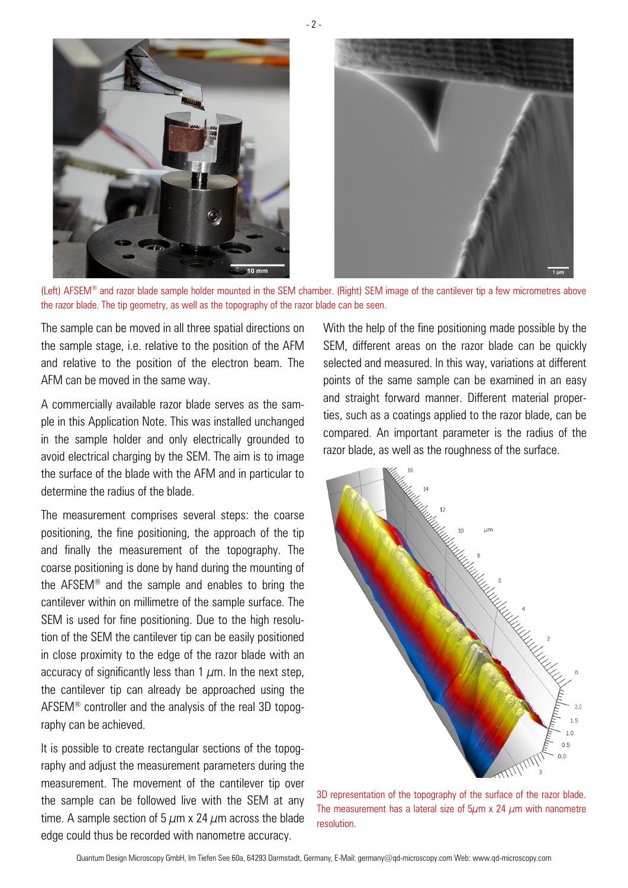(Left) AFSEM® and razor blade sample holder mounted in the SEM chamber. (Right) SEM image of the cantilever tip a few micrometres above the razor blade. The tip geometry, as well as the topography of the razor blade can be seen.

The sample can be moved in all three spatial directions on the sample stage, i.e. relative to the position of the AFM and relative to the position of the electron beam. The AFM can be moved in the same way.

A commercially available razor blade serves as the sample in this Application Note. This was installed unchanged in the sample holder and only electrically grounded to avoid electrical charging by the SEM. The aim is to image the surface of the blade with the AFM and in particular to determine the radius of the blade.

The measurement comprises several steps: the coarse positioning, the fine positioning, the approach of the tip and finally the measurement of the topography. The coarse positioning is done by hand during the mounting of the AFSEM® and the sample and enables to bring the cantilever within on millimetre of the sample surface. The SEM is used for fine positioning. Due to the high resolution of the SEM the cantilever tip can be easily positioned in close proximity to the edge of the razor blade with an accuracy of significantly less than 1 $\mu$m. In the next step, the cantilever tip can already be approached using the AFSEM® controller and the analysis of the real 3D topography can be achieved.

It is possible to create rectangular sections of the topography and adjust the measurement parameters during the measurement. The movement of the cantilever tip over the sample can be followed live with the SEM at any time. A sample section of 5 $\mu$m x 24 $\mu$m across the blade edge could thus be recorded with nanometre accuracy.

With the help of the fine positioning made possible by the SEM, different areas on the razor blade can be quickly selected and measured. In this way, variations at different points of the same sample can be examined in an easy and straight forward manner. Different material properties, such as a coatings applied to the razor blade, can be compared. An important parameter is the radius of the razor blade, as well as the roughness of the surface.

3D representation of the topography of the surface of the razor blade. The measurement has a lateral size of 5$\mu$m x 24 $\mu$m with nanometre resolution.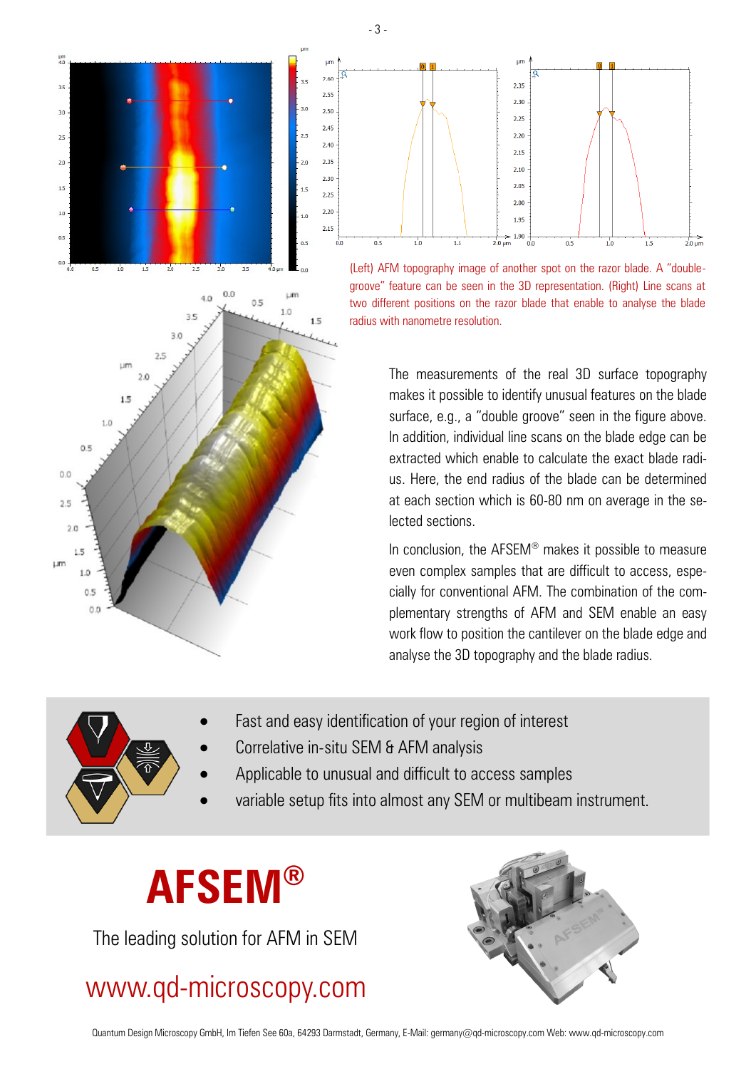(Left) AFM topography image of another spot on the razor blade. A "double-groove" feature can be seen in the 3D representation. (Right) Line scans at two different positions on the razor blade that enable to analyse the blade radius with nanometre resolution.

The measurements of the real 3D surface topography makes it possible to identify unusual features on the blade surface, e.g., a "double groove" seen in the figure above. In addition, individual line scans on the blade edge can be extracted which enable to calculate the exact blade radius. Here, the end radius of the blade can be determined at each section which is 60-80 nm on average in the selected sections.

In conclusion, the AFSEM® makes it possible to measure even complex samples that are difficult to access, especially for conventional AFM. The combination of the complementary strengths of AFM and SEM enable an easy work flow to position the cantilever on the blade edge and analyse the 3D topography and the blade radius.

- Fast and easy identification of your region of interest
- Correlative in-situ SEM & AFM analysis
- Applicable to unusual and difficult to access samples
- variable setup fits into almost any SEM or multibeam instrument.

# AFSEM®

The leading solution for AFM in SEM

www.qd-microscopy.com

Quantum Design Microscopy GmbH, Im Tiefen See 60a, 64293 Darmstadt, Germany, E-Mail: germany@qd-microscopy.com Web: www.qd-microscopy.com